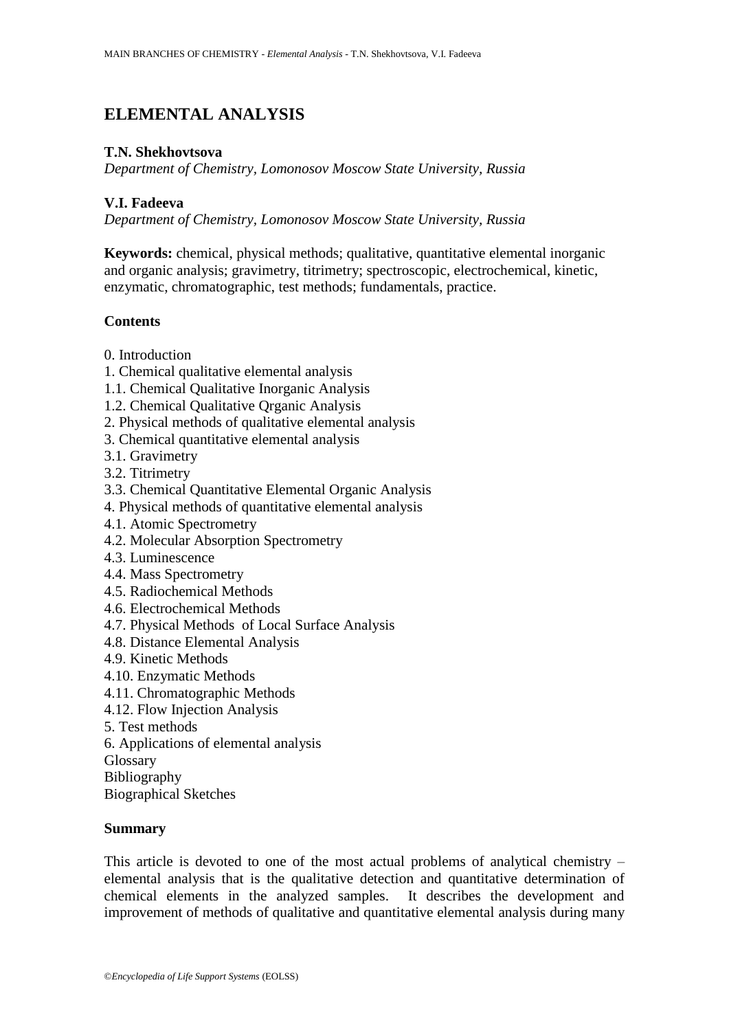# ELEMENTAL ANALYSIS

**T.N. Shekhovtsova**
*Department of Chemistry, Lomonosov Moscow State University, Russia*

**V.I. Fadeeva**
*Department of Chemistry, Lomonosov Moscow State University, Russia*

**Keywords:** chemical, physical methods; qualitative, quantitative elemental inorganic and organic analysis; gravimetry, titrimetry; spectroscopic, electrochemical, kinetic, enzymatic, chromatographic, test methods; fundamentals, practice.

## Contents

0. Introduction
1. Chemical qualitative elemental analysis
1.1. Chemical Qualitative Inorganic Analysis
1.2. Chemical Qualitative Qrganic Analysis
2. Physical methods of qualitative elemental analysis
3. Chemical quantitative elemental analysis
3.1. Gravimetry
3.2. Titrimetry
3.3. Chemical Quantitative Elemental Organic Analysis
4. Physical methods of quantitative elemental analysis
4.1. Atomic Spectrometry
4.2. Molecular Absorption Spectrometry
4.3. Luminescence
4.4. Mass Spectrometry
4.5. Radiochemical Methods
4.6. Electrochemical Methods
4.7. Physical Methods of Local Surface Analysis
4.8. Distance Elemental Analysis
4.9. Kinetic Methods
4.10. Enzymatic Methods
4.11. Chromatographic Methods
4.12. Flow Injection Analysis
5. Test methods
6. Applications of elemental analysis
Glossary
Bibliography
Biographical Sketches

## Summary

This article is devoted to one of the most actual problems of analytical chemistry – elemental analysis that is the qualitative detection and quantitative determination of chemical elements in the analyzed samples. It describes the development and improvement of methods of qualitative and quantitative elemental analysis during many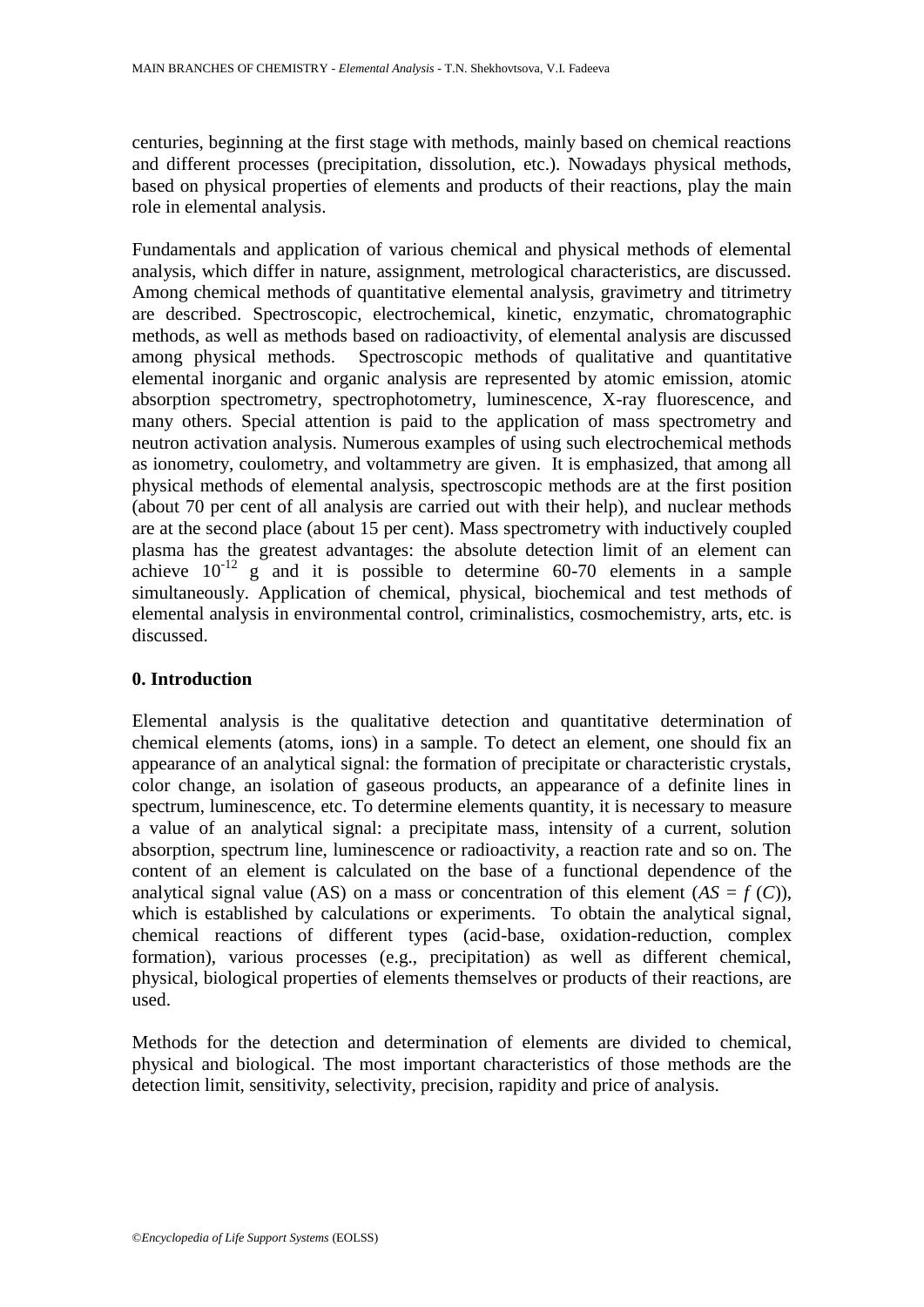centuries, beginning at the first stage with methods, mainly based on chemical reactions and different processes (precipitation, dissolution, etc.). Nowadays physical methods, based on physical properties of elements and products of their reactions, play the main role in elemental analysis.

Fundamentals and application of various chemical and physical methods of elemental analysis, which differ in nature, assignment, metrological characteristics, are discussed. Among chemical methods of quantitative elemental analysis, gravimetry and titrimetry are described. Spectroscopic, electrochemical, kinetic, enzymatic, chromatographic methods, as well as methods based on radioactivity, of elemental analysis are discussed among physical methods. Spectroscopic methods of qualitative and quantitative elemental inorganic and organic analysis are represented by atomic emission, atomic absorption spectrometry, spectrophotometry, luminescence, X-ray fluorescence, and many others. Special attention is paid to the application of mass spectrometry and neutron activation analysis. Numerous examples of using such electrochemical methods as ionometry, coulometry, and voltammetry are given. It is emphasized, that among all physical methods of elemental analysis, spectroscopic methods are at the first position (about 70 per cent of all analysis are carried out with their help), and nuclear methods are at the second place (about 15 per cent). Mass spectrometry with inductively coupled plasma has the greatest advantages: the absolute detection limit of an element can achieve $10^{-12}$ g and it is possible to determine 60-70 elements in a sample simultaneously. Application of chemical, physical, biochemical and test methods of elemental analysis in environmental control, criminalistics, cosmochemistry, arts, etc. is discussed.

## 0. Introduction

Elemental analysis is the qualitative detection and quantitative determination of chemical elements (atoms, ions) in a sample. To detect an element, one should fix an appearance of an analytical signal: the formation of precipitate or characteristic crystals, color change, an isolation of gaseous products, an appearance of a definite lines in spectrum, luminescence, etc. To determine elements quantity, it is necessary to measure a value of an analytical signal: a precipitate mass, intensity of a current, solution absorption, spectrum line, luminescence or radioactivity, a reaction rate and so on. The content of an element is calculated on the base of a functional dependence of the analytical signal value (AS) on a mass or concentration of this element ($AS = f(C)$), which is established by calculations or experiments. To obtain the analytical signal, chemical reactions of different types (acid-base, oxidation-reduction, complex formation), various processes (e.g., precipitation) as well as different chemical, physical, biological properties of elements themselves or products of their reactions, are used.

Methods for the detection and determination of elements are divided to chemical, physical and biological. The most important characteristics of those methods are the detection limit, sensitivity, selectivity, precision, rapidity and price of analysis.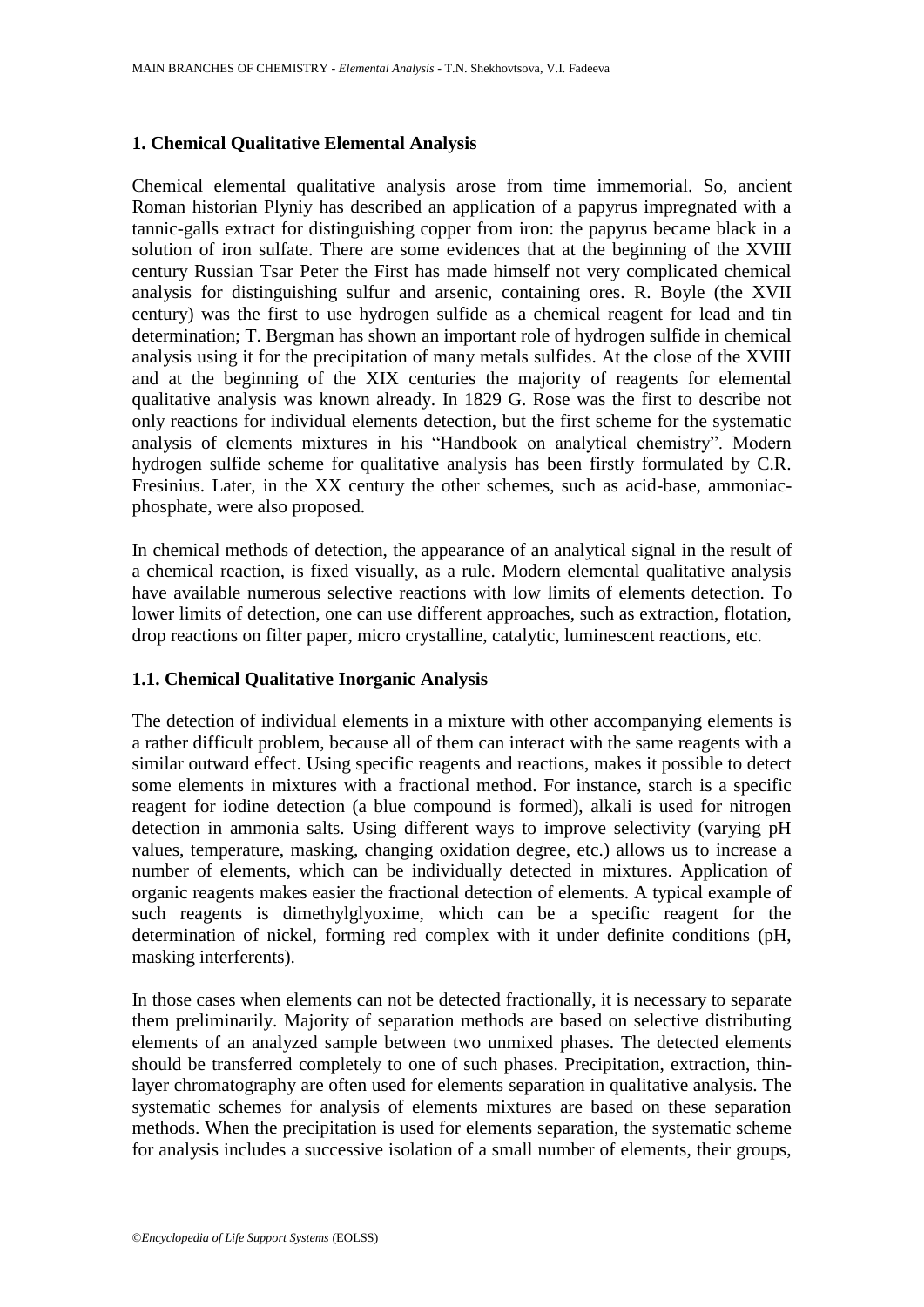## 1. Chemical Qualitative Elemental Analysis

Chemical elemental qualitative analysis arose from time immemorial. So, ancient Roman historian Plyniy has described an application of a papyrus impregnated with a tannic-galls extract for distinguishing copper from iron: the papyrus became black in a solution of iron sulfate. There are some evidences that at the beginning of the XVIII century Russian Tsar Peter the First has made himself not very complicated chemical analysis for distinguishing sulfur and arsenic, containing ores. R. Boyle (the XVII century) was the first to use hydrogen sulfide as a chemical reagent for lead and tin determination; T. Bergman has shown an important role of hydrogen sulfide in chemical analysis using it for the precipitation of many metals sulfides. At the close of the XVIII and at the beginning of the XIX centuries the majority of reagents for elemental qualitative analysis was known already. In 1829 G. Rose was the first to describe not only reactions for individual elements detection, but the first scheme for the systematic analysis of elements mixtures in his "Handbook on analytical chemistry". Modern hydrogen sulfide scheme for qualitative analysis has been firstly formulated by C.R. Fresinius. Later, in the XX century the other schemes, such as acid-base, ammoniac-phosphate, were also proposed.

In chemical methods of detection, the appearance of an analytical signal in the result of a chemical reaction, is fixed visually, as a rule. Modern elemental qualitative analysis have available numerous selective reactions with low limits of elements detection. To lower limits of detection, one can use different approaches, such as extraction, flotation, drop reactions on filter paper, micro crystalline, catalytic, luminescent reactions, etc.

### 1.1. Chemical Qualitative Inorganic Analysis

The detection of individual elements in a mixture with other accompanying elements is a rather difficult problem, because all of them can interact with the same reagents with a similar outward effect. Using specific reagents and reactions, makes it possible to detect some elements in mixtures with a fractional method. For instance, starch is a specific reagent for iodine detection (a blue compound is formed), alkali is used for nitrogen detection in ammonia salts. Using different ways to improve selectivity (varying pH values, temperature, masking, changing oxidation degree, etc.) allows us to increase a number of elements, which can be individually detected in mixtures. Application of organic reagents makes easier the fractional detection of elements. A typical example of such reagents is dimethylglyoxime, which can be a specific reagent for the determination of nickel, forming red complex with it under definite conditions (pH, masking interferents).

In those cases when elements can not be detected fractionally, it is necessary to separate them preliminarily. Majority of separation methods are based on selective distributing elements of an analyzed sample between two unmixed phases. The detected elements should be transferred completely to one of such phases. Precipitation, extraction, thin-layer chromatography are often used for elements separation in qualitative analysis. The systematic schemes for analysis of elements mixtures are based on these separation methods. When the precipitation is used for elements separation, the systematic scheme for analysis includes a successive isolation of a small number of elements, their groups,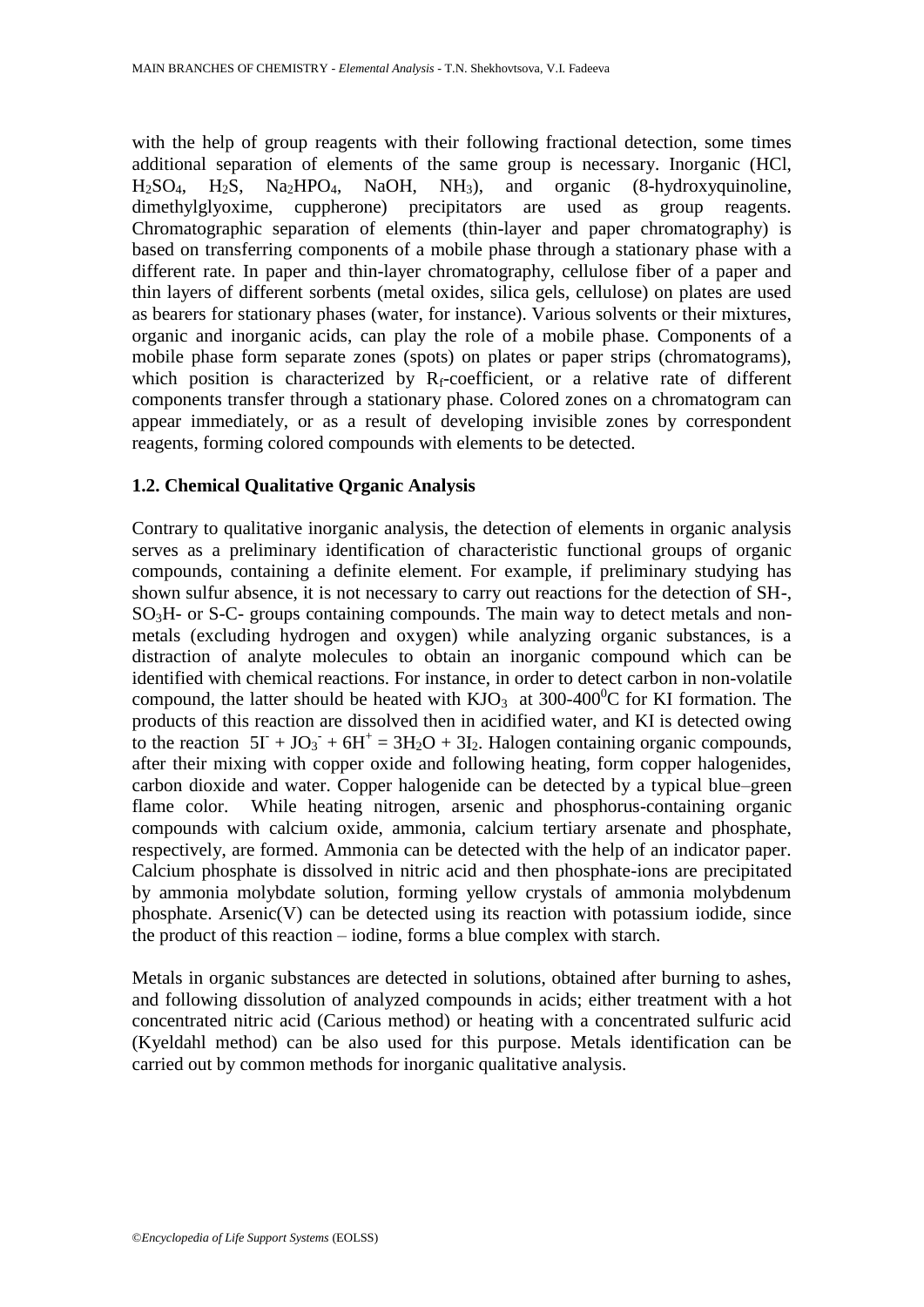with the help of group reagents with their following fractional detection, some times additional separation of elements of the same group is necessary. Inorganic (HCl, $H_2SO_4$, $H_2S$, $Na_2HPO_4$, NaOH, $NH_3$), and organic (8-hydroxyquinoline, dimethylglyoxime, cuppherone) precipitators are used as group reagents. Chromatographic separation of elements (thin-layer and paper chromatography) is based on transferring components of a mobile phase through a stationary phase with a different rate. In paper and thin-layer chromatography, cellulose fiber of a paper and thin layers of different sorbents (metal oxides, silica gels, cellulose) on plates are used as bearers for stationary phases (water, for instance). Various solvents or their mixtures, organic and inorganic acids, can play the role of a mobile phase. Components of a mobile phase form separate zones (spots) on plates or paper strips (chromatograms), which position is characterized by $R_f$-coefficient, or a relative rate of different components transfer through a stationary phase. Colored zones on a chromatogram can appear immediately, or as a result of developing invisible zones by correspondent reagents, forming colored compounds with elements to be detected.

### 1.2. Chemical Qualitative Qrganic Analysis

Contrary to qualitative inorganic analysis, the detection of elements in organic analysis serves as a preliminary identification of characteristic functional groups of organic compounds, containing a definite element. For example, if preliminary studying has shown sulfur absence, it is not necessary to carry out reactions for the detection of SH-, $SO_3H$- or S-C- groups containing compounds. The main way to detect metals and non-metals (excluding hydrogen and oxygen) while analyzing organic substances, is a distraction of analyte molecules to obtain an inorganic compound which can be identified with chemical reactions. For instance, in order to detect carbon in non-volatile compound, the latter should be heated with $KJO_3$ at 300-400$^0$C for KI formation. The products of this reaction are dissolved then in acidified water, and KI is detected owing to the reaction $5I^- + JO_3^- + 6H^+ = 3H_2O + 3I_2$. Halogen containing organic compounds, after their mixing with copper oxide and following heating, form copper halogenides, carbon dioxide and water. Copper halogenide can be detected by a typical blue–green flame color. While heating nitrogen, arsenic and phosphorus-containing organic compounds with calcium oxide, ammonia, calcium tertiary arsenate and phosphate, respectively, are formed. Ammonia can be detected with the help of an indicator paper. Calcium phosphate is dissolved in nitric acid and then phosphate-ions are precipitated by ammonia molybdate solution, forming yellow crystals of ammonia molybdenum phosphate. Arsenic(V) can be detected using its reaction with potassium iodide, since the product of this reaction – iodine, forms a blue complex with starch.

Metals in organic substances are detected in solutions, obtained after burning to ashes, and following dissolution of analyzed compounds in acids; either treatment with a hot concentrated nitric acid (Carious method) or heating with a concentrated sulfuric acid (Kyeldahl method) can be also used for this purpose. Metals identification can be carried out by common methods for inorganic qualitative analysis.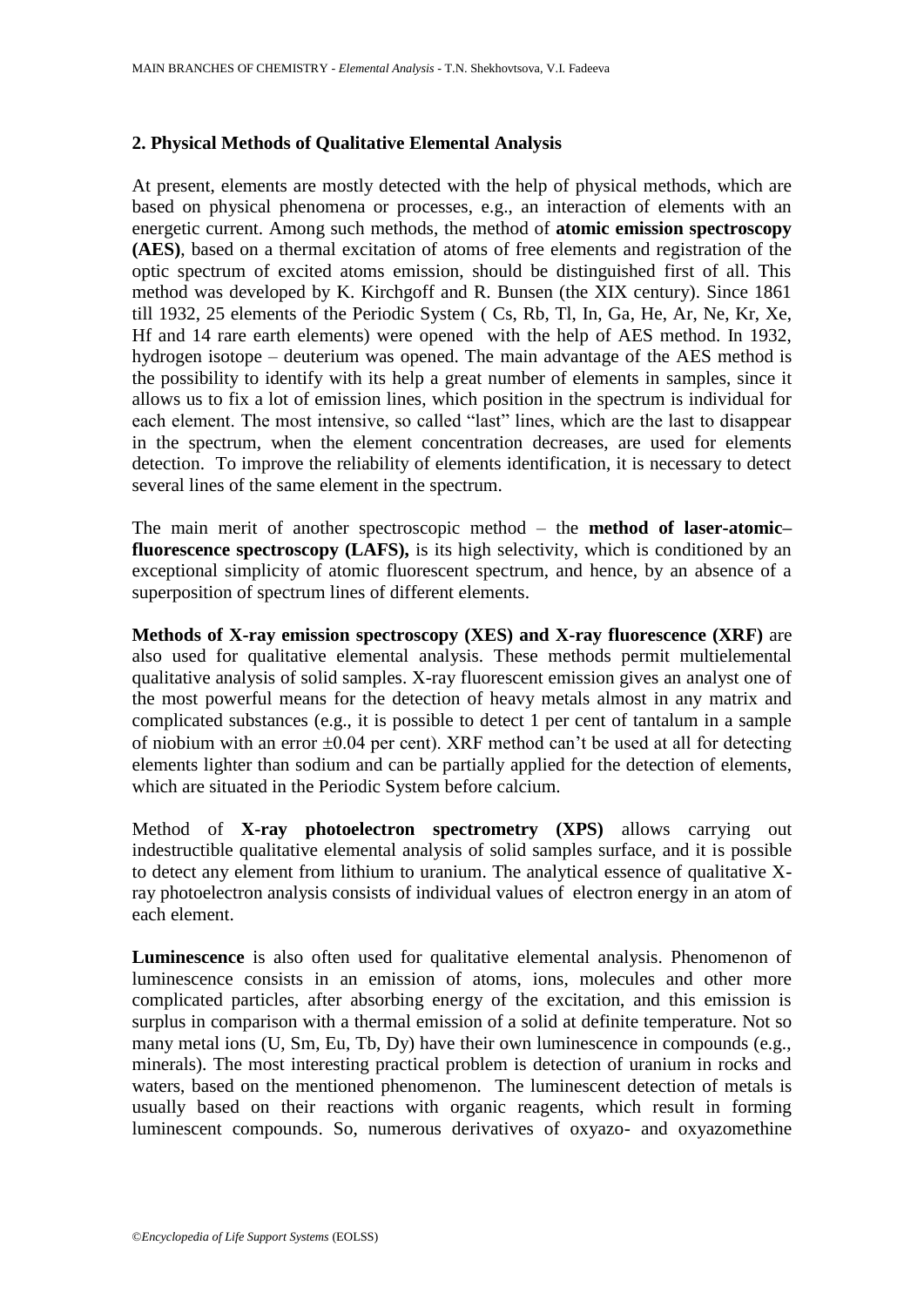## 2. Physical Methods of Qualitative Elemental Analysis

At present, elements are mostly detected with the help of physical methods, which are based on physical phenomena or processes, e.g., an interaction of elements with an energetic current. Among such methods, the method of **atomic emission spectroscopy (AES)**, based on a thermal excitation of atoms of free elements and registration of the optic spectrum of excited atoms emission, should be distinguished first of all. This method was developed by K. Kirchgoff and R. Bunsen (the XIX century). Since 1861 till 1932, 25 elements of the Periodic System ( Cs, Rb, Tl, In, Ga, He, Ar, Ne, Kr, Xe, Hf and 14 rare earth elements) were opened with the help of AES method. In 1932, hydrogen isotope – deuterium was opened. The main advantage of the AES method is the possibility to identify with its help a great number of elements in samples, since it allows us to fix a lot of emission lines, which position in the spectrum is individual for each element. The most intensive, so called "last" lines, which are the last to disappear in the spectrum, when the element concentration decreases, are used for elements detection. To improve the reliability of elements identification, it is necessary to detect several lines of the same element in the spectrum.

The main merit of another spectroscopic method – the **method of laser-atomic–fluorescence spectroscopy (LAFS),** is its high selectivity, which is conditioned by an exceptional simplicity of atomic fluorescent spectrum, and hence, by an absence of a superposition of spectrum lines of different elements.

**Methods of X-ray emission spectroscopy (XES) and X-ray fluorescence (XRF)** are also used for qualitative elemental analysis. These methods permit multielemental qualitative analysis of solid samples. X-ray fluorescent emission gives an analyst one of the most powerful means for the detection of heavy metals almost in any matrix and complicated substances (e.g., it is possible to detect 1 per cent of tantalum in a sample of niobium with an error $\pm 0.04$ per cent). XRF method can't be used at all for detecting elements lighter than sodium and can be partially applied for the detection of elements, which are situated in the Periodic System before calcium.

Method of **X-ray photoelectron spectrometry (XPS)** allows carrying out indestructible qualitative elemental analysis of solid samples surface, and it is possible to detect any element from lithium to uranium. The analytical essence of qualitative X-ray photoelectron analysis consists of individual values of electron energy in an atom of each element.

**Luminescence** is also often used for qualitative elemental analysis. Phenomenon of luminescence consists in an emission of atoms, ions, molecules and other more complicated particles, after absorbing energy of the excitation, and this emission is surplus in comparison with a thermal emission of a solid at definite temperature. Not so many metal ions (U, Sm, Eu, Tb, Dy) have their own luminescence in compounds (e.g., minerals). The most interesting practical problem is detection of uranium in rocks and waters, based on the mentioned phenomenon. The luminescent detection of metals is usually based on their reactions with organic reagents, which result in forming luminescent compounds. So, numerous derivatives of oxyazo- and oxyazomethine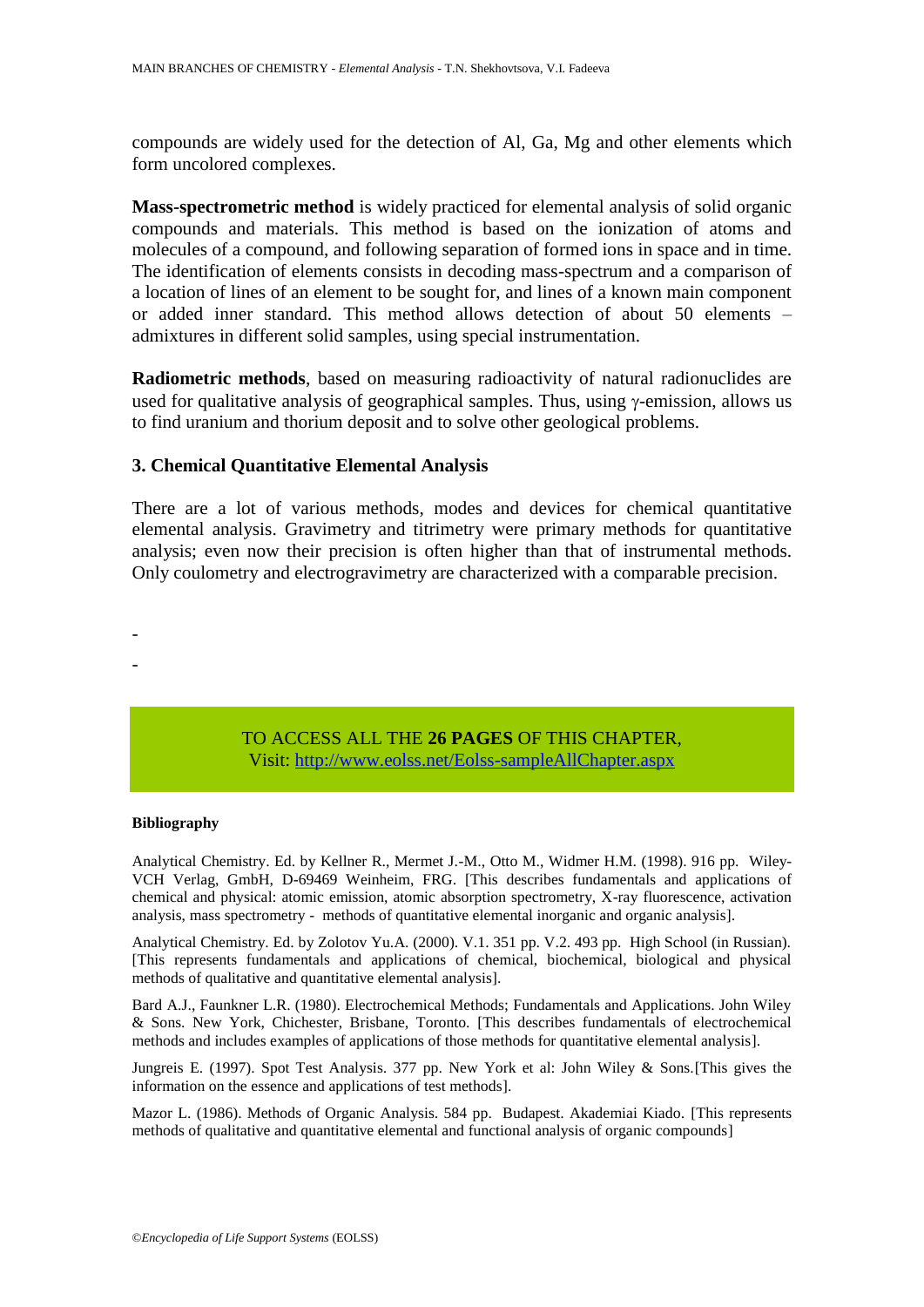compounds are widely used for the detection of Al, Ga, Mg and other elements which form uncolored complexes.

**Mass-spectrometric method** is widely practiced for elemental analysis of solid organic compounds and materials. This method is based on the ionization of atoms and molecules of a compound, and following separation of formed ions in space and in time. The identification of elements consists in decoding mass-spectrum and a comparison of a location of lines of an element to be sought for, and lines of a known main component or added inner standard. This method allows detection of about 50 elements – admixtures in different solid samples, using special instrumentation.

**Radiometric methods**, based on measuring radioactivity of natural radionuclides are used for qualitative analysis of geographical samples. Thus, using γ-emission, allows us to find uranium and thorium deposit and to solve other geological problems.

### 3. Chemical Quantitative Elemental Analysis

There are a lot of various methods, modes and devices for chemical quantitative elemental analysis. Gravimetry and titrimetry were primary methods for quantitative analysis; even now their precision is often higher than that of instrumental methods. Only coulometry and electrogravimetry are characterized with a comparable precision.

-

-

TO ACCESS ALL THE **26 PAGES** OF THIS CHAPTER,
Visit: http://www.eolss.net/Eolss-sampleAllChapter.aspx

#### Bibliography

Analytical Chemistry. Ed. by Kellner R., Mermet J.-M., Otto M., Widmer H.M. (1998). 916 pp. Wiley-VCH Verlag, GmbH, D-69469 Weinheim, FRG. [This describes fundamentals and applications of chemical and physical: atomic emission, atomic absorption spectrometry, X-ray fluorescence, activation analysis, mass spectrometry - methods of quantitative elemental inorganic and organic analysis].

Analytical Chemistry. Ed. by Zolotov Yu.A. (2000). V.1. 351 pp. V.2. 493 pp. High School (in Russian). [This represents fundamentals and applications of chemical, biochemical, biological and physical methods of qualitative and quantitative elemental analysis].

Bard A.J., Faunkner L.R. (1980). Electrochemical Methods; Fundamentals and Applications. John Wiley & Sons. New York, Chichester, Brisbane, Toronto. [This describes fundamentals of electrochemical methods and includes examples of applications of those methods for quantitative elemental analysis].

Jungreis E. (1997). Spot Test Analysis. 377 pp. New York et al: John Wiley & Sons.[This gives the information on the essence and applications of test methods].

Mazor L. (1986). Methods of Organic Analysis. 584 pp. Budapest. Akademiai Kiado. [This represents methods of qualitative and quantitative elemental and functional analysis of organic compounds]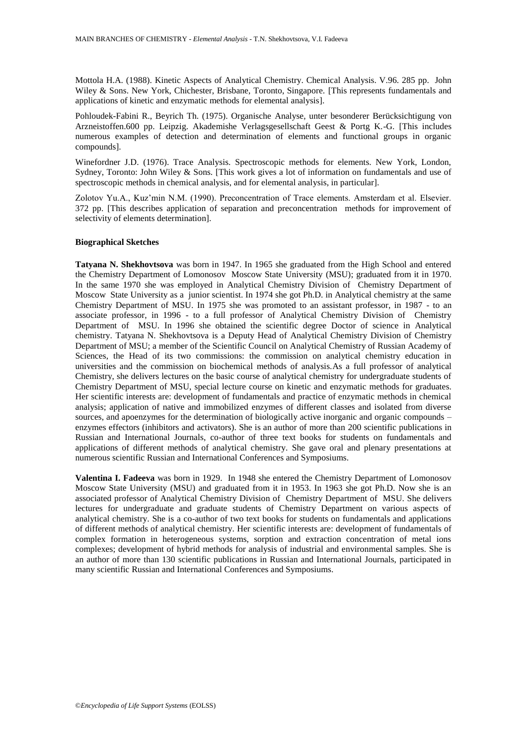Mottola H.A. (1988). Kinetic Aspects of Analytical Chemistry. Chemical Analysis. V.96. 285 pp. John Wiley & Sons. New York, Chichester, Brisbane, Toronto, Singapore. [This represents fundamentals and applications of kinetic and enzymatic methods for elemental analysis].

Pohloudek-Fabini R., Beyrich Th. (1975). Organische Analyse, unter besonderer Berücksichtigung von Arzneistoffen.600 pp. Leipzig. Akademishe Verlagsgesellschaft Geest & Portg K.-G. [This includes numerous examples of detection and determination of elements and functional groups in organic compounds].

Winefordner J.D. (1976). Trace Analysis. Spectroscopic methods for elements. New York, London, Sydney, Toronto: John Wiley & Sons. [This work gives a lot of information on fundamentals and use of spectroscopic methods in chemical analysis, and for elemental analysis, in particular].

Zolotov Yu.A., Kuz'min N.M. (1990). Preconcentration of Trace elements. Amsterdam et al. Elsevier. 372 pp. [This describes application of separation and preconcentration methods for improvement of selectivity of elements determination].

### Biographical Sketches

**Tatyana N. Shekhovtsova** was born in 1947. In 1965 she graduated from the High School and entered the Chemistry Department of Lomonosov Moscow State University (MSU); graduated from it in 1970. In the same 1970 she was employed in Analytical Chemistry Division of Chemistry Department of Moscow State University as a junior scientist. In 1974 she got Ph.D. in Analytical chemistry at the same Chemistry Department of MSU. In 1975 she was promoted to an assistant professor, in 1987 - to an associate professor, in 1996 - to a full professor of Analytical Chemistry Division of Chemistry Department of MSU. In 1996 she obtained the scientific degree Doctor of science in Analytical chemistry. Tatyana N. Shekhovtsova is a Deputy Head of Analytical Chemistry Division of Chemistry Department of MSU; a member of the Scientific Council on Analytical Chemistry of Russian Academy of Sciences, the Head of its two commissions: the commission on analytical chemistry education in universities and the commission on biochemical methods of analysis.As a full professor of analytical Chemistry, she delivers lectures on the basic course of analytical chemistry for undergraduate students of Chemistry Department of MSU, special lecture course on kinetic and enzymatic methods for graduates. Her scientific interests are: development of fundamentals and practice of enzymatic methods in chemical analysis; application of native and immobilized enzymes of different classes and isolated from diverse sources, and apoenzymes for the determination of biologically active inorganic and organic compounds – enzymes effectors (inhibitors and activators). She is an author of more than 200 scientific publications in Russian and International Journals, co-author of three text books for students on fundamentals and applications of different methods of analytical chemistry. She gave oral and plenary presentations at numerous scientific Russian and International Conferences and Symposiums.

**Valentina I. Fadeeva** was born in 1929. In 1948 she entered the Chemistry Department of Lomonosov Moscow State University (MSU) and graduated from it in 1953. In 1963 she got Ph.D. Now she is an associated professor of Analytical Chemistry Division of Chemistry Department of MSU. She delivers lectures for undergraduate and graduate students of Chemistry Department on various aspects of analytical chemistry. She is a co-author of two text books for students on fundamentals and applications of different methods of analytical chemistry. Her scientific interests are: development of fundamentals of complex formation in heterogeneous systems, sorption and extraction concentration of metal ions complexes; development of hybrid methods for analysis of industrial and environmental samples. She is an author of more than 130 scientific publications in Russian and International Journals, participated in many scientific Russian and International Conferences and Symposiums.